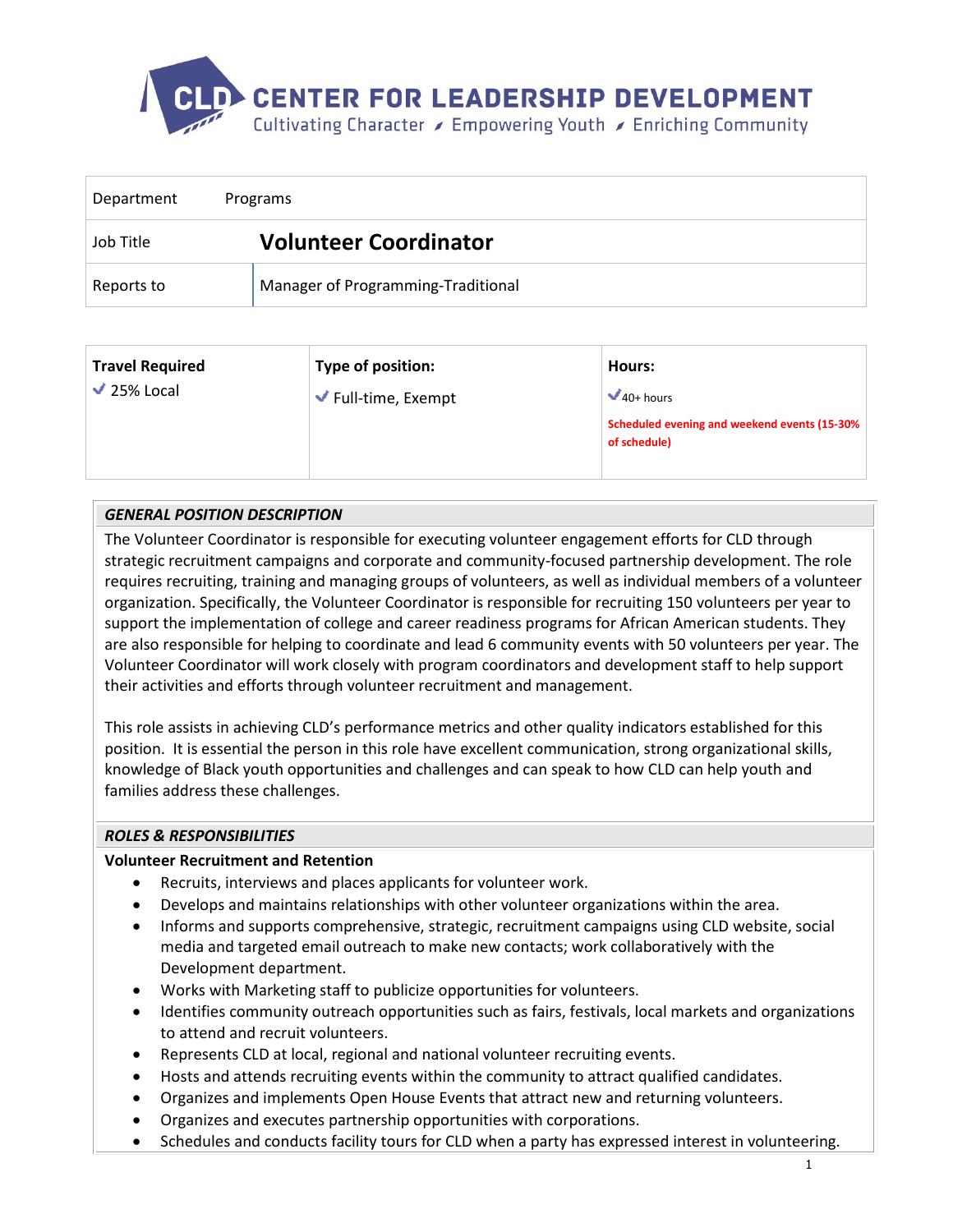# CENTER FOR LEADERSHIP DEVELOPMENT

Cultivating Character ⁄ Empowering Youth ⁄ Enriching Community

| Department | Programs |
|---|---|
| Job Title | **Volunteer Coordinator** |
| Reports to | Manager of Programming-Traditional |

| **Travel Required** | **Type of position:** | **Hours:** |
|---|---|---|
| ✓ 25% Local | ✓ Full-time, Exempt | ✓ 40+ hours<br>**Scheduled evening and weekend events (15-30% of schedule)** |

## *GENERAL POSITION DESCRIPTION*

The Volunteer Coordinator is responsible for executing volunteer engagement efforts for CLD through strategic recruitment campaigns and corporate and community-focused partnership development. The role requires recruiting, training and managing groups of volunteers, as well as individual members of a volunteer organization. Specifically, the Volunteer Coordinator is responsible for recruiting 150 volunteers per year to support the implementation of college and career readiness programs for African American students. They are also responsible for helping to coordinate and lead 6 community events with 50 volunteers per year. The Volunteer Coordinator will work closely with program coordinators and development staff to help support their activities and efforts through volunteer recruitment and management.

This role assists in achieving CLD's performance metrics and other quality indicators established for this position. It is essential the person in this role have excellent communication, strong organizational skills, knowledge of Black youth opportunities and challenges and can speak to how CLD can help youth and families address these challenges.

## *ROLES & RESPONSIBILITIES*

**Volunteer Recruitment and Retention**

- Recruits, interviews and places applicants for volunteer work.
- Develops and maintains relationships with other volunteer organizations within the area.
- Informs and supports comprehensive, strategic, recruitment campaigns using CLD website, social media and targeted email outreach to make new contacts; work collaboratively with the Development department.
- Works with Marketing staff to publicize opportunities for volunteers.
- Identifies community outreach opportunities such as fairs, festivals, local markets and organizations to attend and recruit volunteers.
- Represents CLD at local, regional and national volunteer recruiting events.
- Hosts and attends recruiting events within the community to attract qualified candidates.
- Organizes and implements Open House Events that attract new and returning volunteers.
- Organizes and executes partnership opportunities with corporations.
- Schedules and conducts facility tours for CLD when a party has expressed interest in volunteering.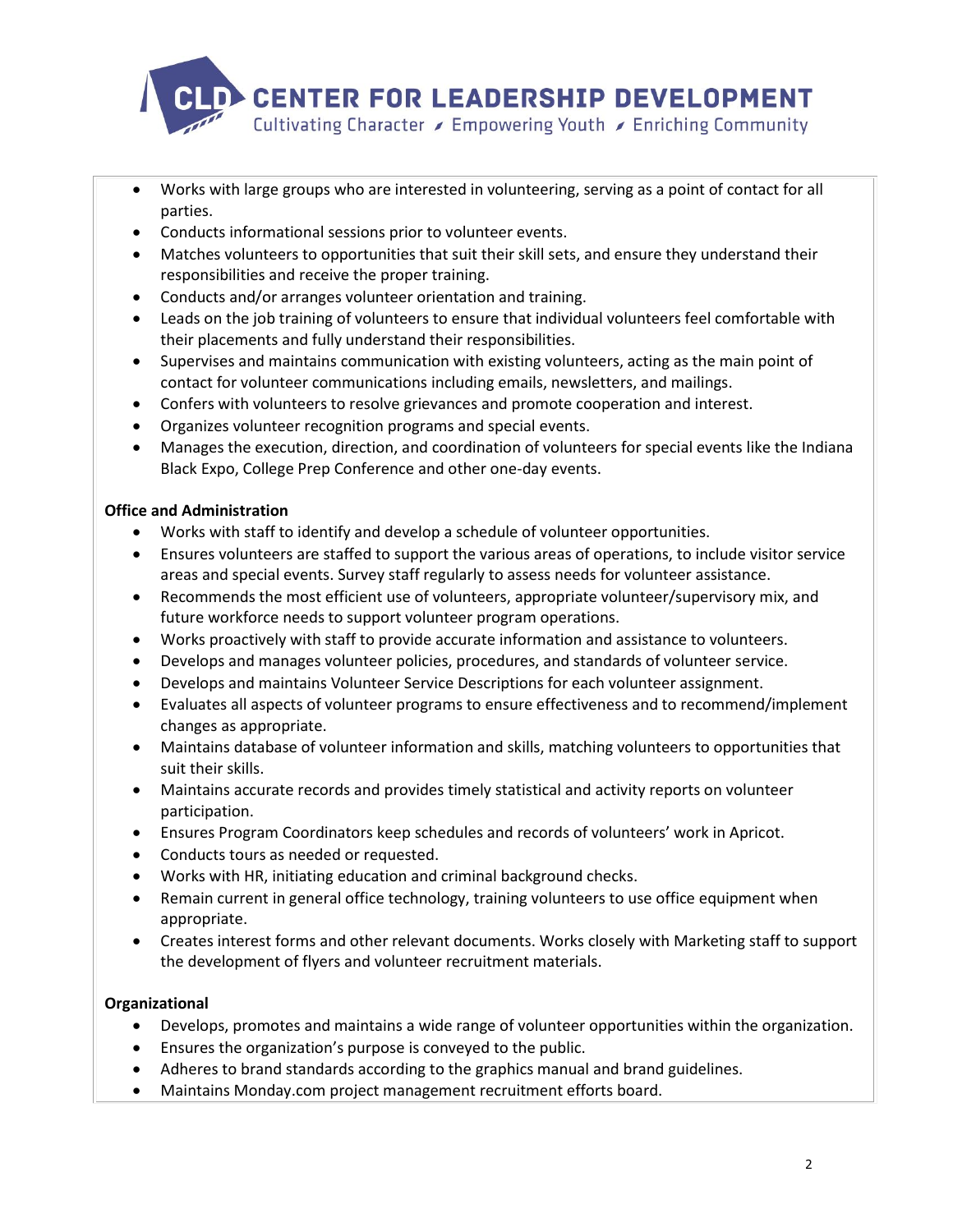- Works with large groups who are interested in volunteering, serving as a point of contact for all parties.
- Conducts informational sessions prior to volunteer events.
- Matches volunteers to opportunities that suit their skill sets, and ensure they understand their responsibilities and receive the proper training.
- Conducts and/or arranges volunteer orientation and training.
- Leads on the job training of volunteers to ensure that individual volunteers feel comfortable with their placements and fully understand their responsibilities.
- Supervises and maintains communication with existing volunteers, acting as the main point of contact for volunteer communications including emails, newsletters, and mailings.
- Confers with volunteers to resolve grievances and promote cooperation and interest.
- Organizes volunteer recognition programs and special events.
- Manages the execution, direction, and coordination of volunteers for special events like the Indiana Black Expo, College Prep Conference and other one-day events.

**Office and Administration**

- Works with staff to identify and develop a schedule of volunteer opportunities.
- Ensures volunteers are staffed to support the various areas of operations, to include visitor service areas and special events. Survey staff regularly to assess needs for volunteer assistance.
- Recommends the most efficient use of volunteers, appropriate volunteer/supervisory mix, and future workforce needs to support volunteer program operations.
- Works proactively with staff to provide accurate information and assistance to volunteers.
- Develops and manages volunteer policies, procedures, and standards of volunteer service.
- Develops and maintains Volunteer Service Descriptions for each volunteer assignment.
- Evaluates all aspects of volunteer programs to ensure effectiveness and to recommend/implement changes as appropriate.
- Maintains database of volunteer information and skills, matching volunteers to opportunities that suit their skills.
- Maintains accurate records and provides timely statistical and activity reports on volunteer participation.
- Ensures Program Coordinators keep schedules and records of volunteers' work in Apricot.
- Conducts tours as needed or requested.
- Works with HR, initiating education and criminal background checks.
- Remain current in general office technology, training volunteers to use office equipment when appropriate.
- Creates interest forms and other relevant documents. Works closely with Marketing staff to support the development of flyers and volunteer recruitment materials.

**Organizational**

- Develops, promotes and maintains a wide range of volunteer opportunities within the organization.
- Ensures the organization's purpose is conveyed to the public.
- Adheres to brand standards according to the graphics manual and brand guidelines.
- Maintains Monday.com project management recruitment efforts board.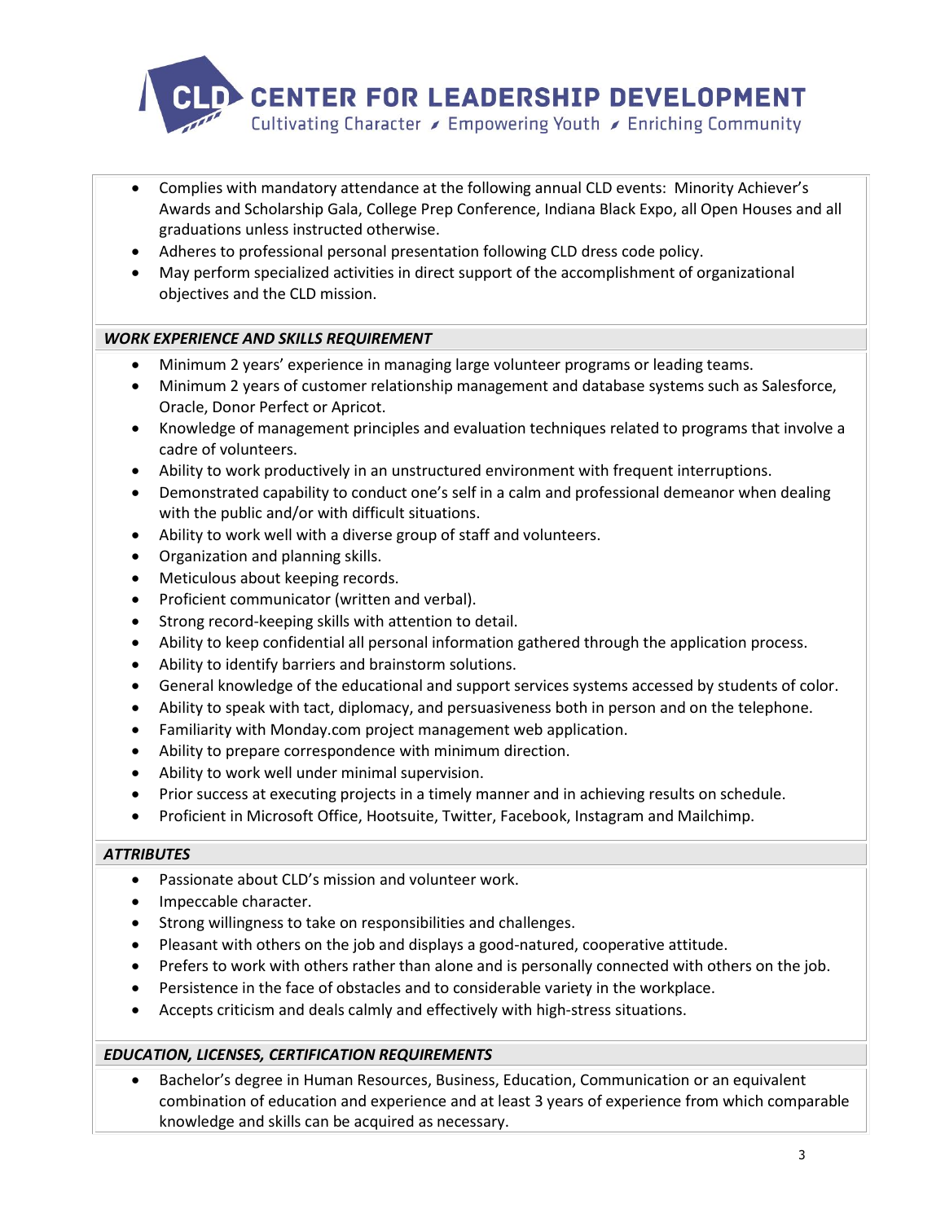- Complies with mandatory attendance at the following annual CLD events: Minority Achiever's Awards and Scholarship Gala, College Prep Conference, Indiana Black Expo, all Open Houses and all graduations unless instructed otherwise.
- Adheres to professional personal presentation following CLD dress code policy.
- May perform specialized activities in direct support of the accomplishment of organizational objectives and the CLD mission.

### *WORK EXPERIENCE AND SKILLS REQUIREMENT*

- Minimum 2 years' experience in managing large volunteer programs or leading teams.
- Minimum 2 years of customer relationship management and database systems such as Salesforce, Oracle, Donor Perfect or Apricot.
- Knowledge of management principles and evaluation techniques related to programs that involve a cadre of volunteers.
- Ability to work productively in an unstructured environment with frequent interruptions.
- Demonstrated capability to conduct one's self in a calm and professional demeanor when dealing with the public and/or with difficult situations.
- Ability to work well with a diverse group of staff and volunteers.
- Organization and planning skills.
- Meticulous about keeping records.
- Proficient communicator (written and verbal).
- Strong record-keeping skills with attention to detail.
- Ability to keep confidential all personal information gathered through the application process.
- Ability to identify barriers and brainstorm solutions.
- General knowledge of the educational and support services systems accessed by students of color.
- Ability to speak with tact, diplomacy, and persuasiveness both in person and on the telephone.
- Familiarity with Monday.com project management web application.
- Ability to prepare correspondence with minimum direction.
- Ability to work well under minimal supervision.
- Prior success at executing projects in a timely manner and in achieving results on schedule.
- Proficient in Microsoft Office, Hootsuite, Twitter, Facebook, Instagram and Mailchimp.

### *ATTRIBUTES*

- Passionate about CLD's mission and volunteer work.
- Impeccable character.
- Strong willingness to take on responsibilities and challenges.
- Pleasant with others on the job and displays a good-natured, cooperative attitude.
- Prefers to work with others rather than alone and is personally connected with others on the job.
- Persistence in the face of obstacles and to considerable variety in the workplace.
- Accepts criticism and deals calmly and effectively with high-stress situations.

### *EDUCATION, LICENSES, CERTIFICATION REQUIREMENTS*

- Bachelor's degree in Human Resources, Business, Education, Communication or an equivalent combination of education and experience and at least 3 years of experience from which comparable knowledge and skills can be acquired as necessary.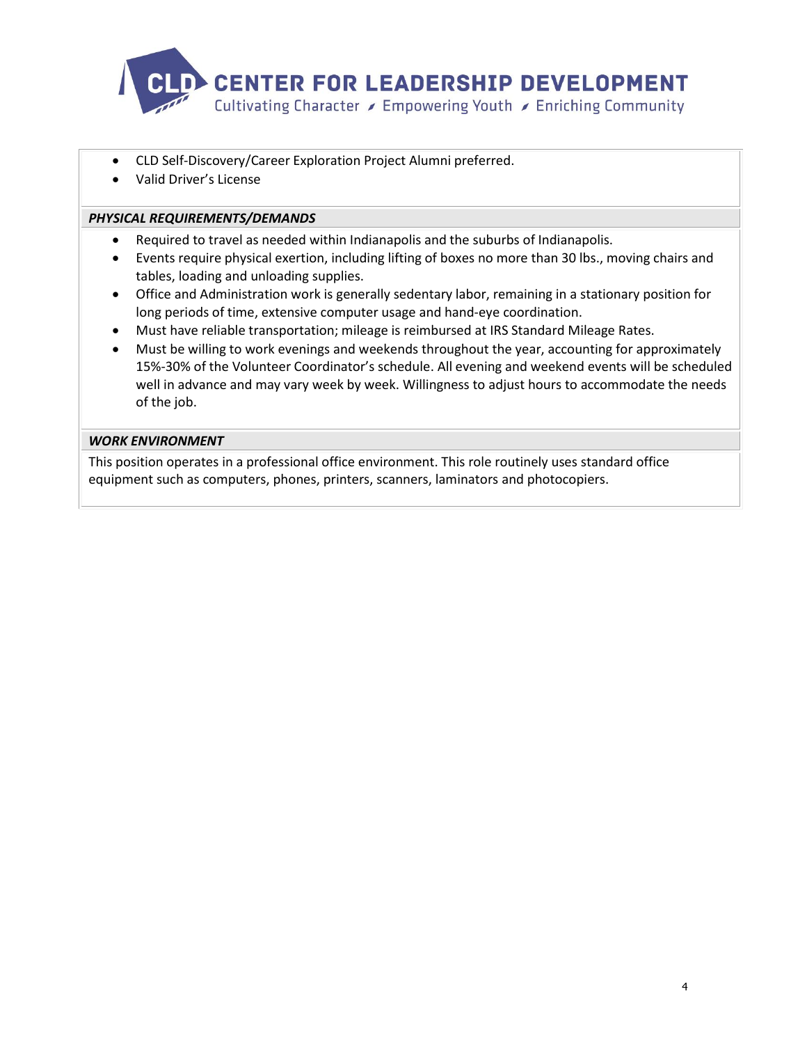- CLD Self-Discovery/Career Exploration Project Alumni preferred.
- Valid Driver's License

### *PHYSICAL REQUIREMENTS/DEMANDS*

- Required to travel as needed within Indianapolis and the suburbs of Indianapolis.
- Events require physical exertion, including lifting of boxes no more than 30 lbs., moving chairs and tables, loading and unloading supplies.
- Office and Administration work is generally sedentary labor, remaining in a stationary position for long periods of time, extensive computer usage and hand-eye coordination.
- Must have reliable transportation; mileage is reimbursed at IRS Standard Mileage Rates.
- Must be willing to work evenings and weekends throughout the year, accounting for approximately 15%-30% of the Volunteer Coordinator's schedule. All evening and weekend events will be scheduled well in advance and may vary week by week. Willingness to adjust hours to accommodate the needs of the job.

### *WORK ENVIRONMENT*

This position operates in a professional office environment. This role routinely uses standard office equipment such as computers, phones, printers, scanners, laminators and photocopiers.